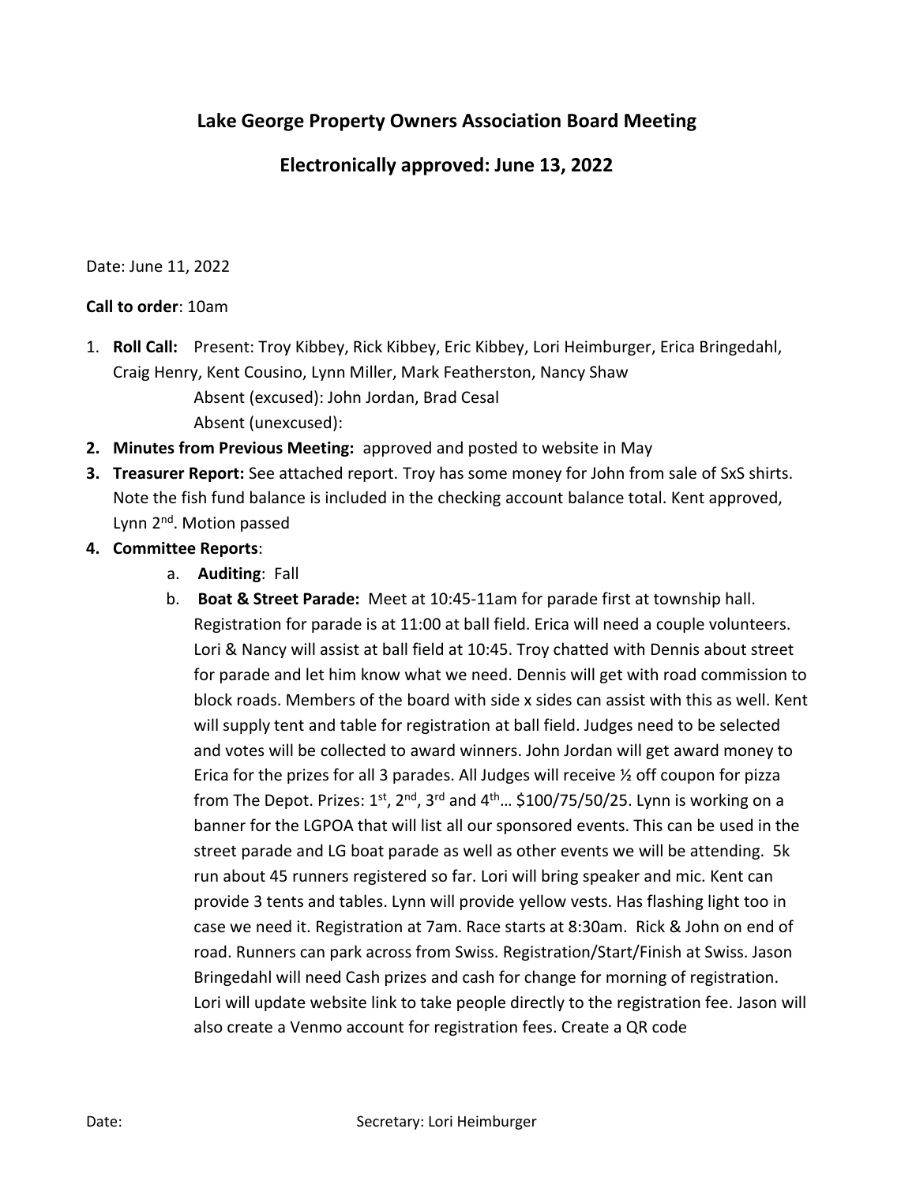## Lake George Property Owners Association Board Meeting

## Electronically approved: June 13, 2022

Date: June 11, 2022

**Call to order**: 10am

1. **Roll Call:** Present: Troy Kibbey, Rick Kibbey, Eric Kibbey, Lori Heimburger, Erica Bringedahl, Craig Henry, Kent Cousino, Lynn Miller, Mark Featherston, Nancy Shaw

   Absent (excused): John Jordan, Brad Cesal

   Absent (unexcused):

2. **Minutes from Previous Meeting:** approved and posted to website in May
3. **Treasurer Report:** See attached report. Troy has some money for John from sale of SxS shirts. Note the fish fund balance is included in the checking account balance total. Kent approved, Lynn 2nd. Motion passed
4. **Committee Reports**:
   a. **Auditing**: Fall
   b. **Boat & Street Parade:** Meet at 10:45-11am for parade first at township hall. Registration for parade is at 11:00 at ball field. Erica will need a couple volunteers. Lori & Nancy will assist at ball field at 10:45. Troy chatted with Dennis about street for parade and let him know what we need. Dennis will get with road commission to block roads. Members of the board with side x sides can assist with this as well. Kent will supply tent and table for registration at ball field. Judges need to be selected and votes will be collected to award winners. John Jordan will get award money to Erica for the prizes for all 3 parades. All Judges will receive ½ off coupon for pizza from The Depot. Prizes: 1st, 2nd, 3rd and 4th… $100/75/50/25. Lynn is working on a banner for the LGPOA that will list all our sponsored events. This can be used in the street parade and LG boat parade as well as other events we will be attending. 5k run about 45 runners registered so far. Lori will bring speaker and mic. Kent can provide 3 tents and tables. Lynn will provide yellow vests. Has flashing light too in case we need it. Registration at 7am. Race starts at 8:30am. Rick & John on end of road. Runners can park across from Swiss. Registration/Start/Finish at Swiss. Jason Bringedahl will need Cash prizes and cash for change for morning of registration. Lori will update website link to take people directly to the registration fee. Jason will also create a Venmo account for registration fees. Create a QR code

Date: Secretary: Lori Heimburger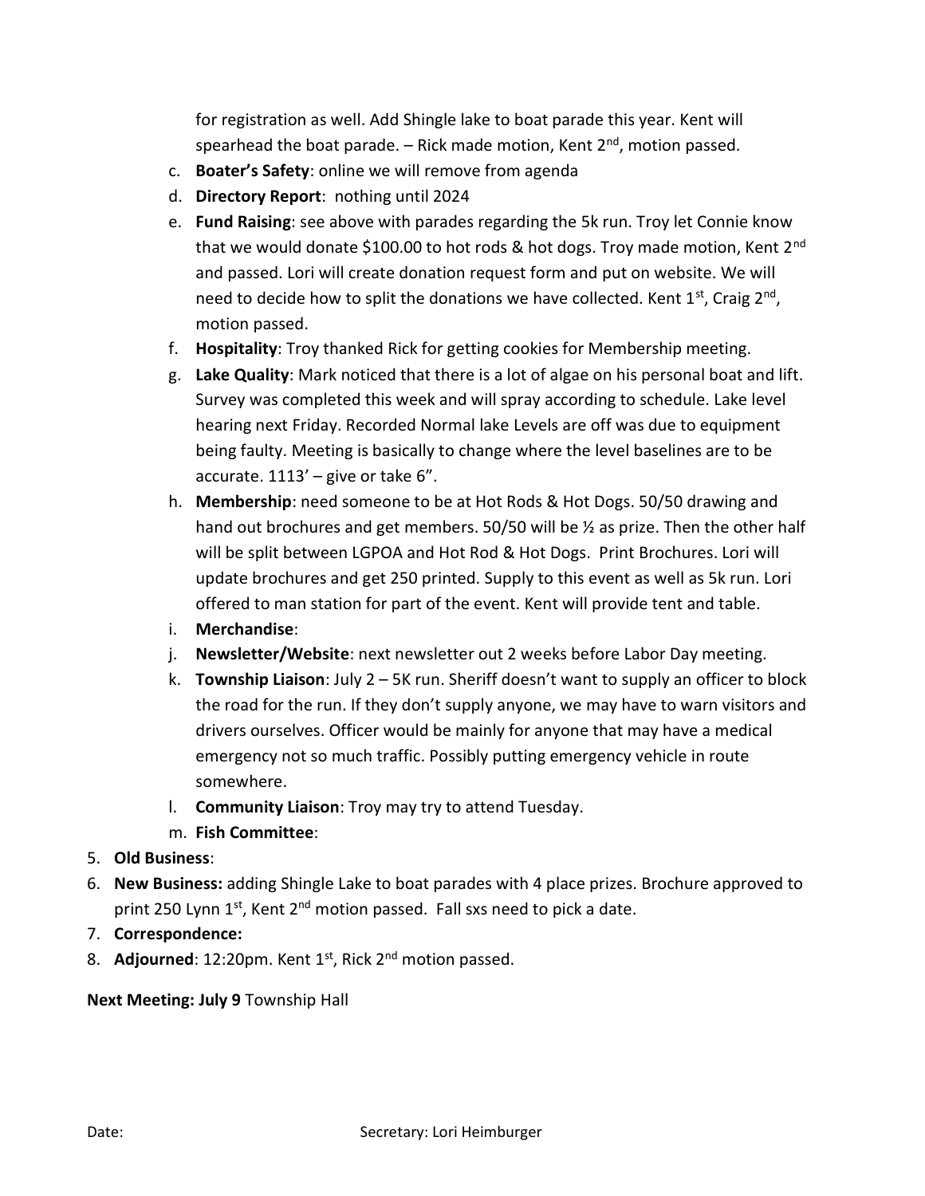for registration as well. Add Shingle lake to boat parade this year. Kent will spearhead the boat parade. – Rick made motion, Kent 2nd, motion passed.

c. **Boater's Safety**: online we will remove from agenda
d. **Directory Report**: nothing until 2024
e. **Fund Raising**: see above with parades regarding the 5k run. Troy let Connie know that we would donate $100.00 to hot rods & hot dogs. Troy made motion, Kent 2nd and passed. Lori will create donation request form and put on website. We will need to decide how to split the donations we have collected. Kent 1st, Craig 2nd, motion passed.
f. **Hospitality**: Troy thanked Rick for getting cookies for Membership meeting.
g. **Lake Quality**: Mark noticed that there is a lot of algae on his personal boat and lift. Survey was completed this week and will spray according to schedule. Lake level hearing next Friday. Recorded Normal lake Levels are off was due to equipment being faulty. Meeting is basically to change where the level baselines are to be accurate. 1113' – give or take 6".
h. **Membership**: need someone to be at Hot Rods & Hot Dogs. 50/50 drawing and hand out brochures and get members. 50/50 will be ½ as prize. Then the other half will be split between LGPOA and Hot Rod & Hot Dogs. Print Brochures. Lori will update brochures and get 250 printed. Supply to this event as well as 5k run. Lori offered to man station for part of the event. Kent will provide tent and table.
i. **Merchandise**:
j. **Newsletter/Website**: next newsletter out 2 weeks before Labor Day meeting.
k. **Township Liaison**: July 2 – 5K run. Sheriff doesn't want to supply an officer to block the road for the run. If they don't supply anyone, we may have to warn visitors and drivers ourselves. Officer would be mainly for anyone that may have a medical emergency not so much traffic. Possibly putting emergency vehicle in route somewhere.
l. **Community Liaison**: Troy may try to attend Tuesday.
m. **Fish Committee**:

5. **Old Business**:
6. **New Business:** adding Shingle Lake to boat parades with 4 place prizes. Brochure approved to print 250 Lynn 1st, Kent 2nd motion passed. Fall sxs need to pick a date.
7. **Correspondence:**
8. **Adjourned**: 12:20pm. Kent 1st, Rick 2nd motion passed.

**Next Meeting: July 9** Township Hall

Date: Secretary: Lori Heimburger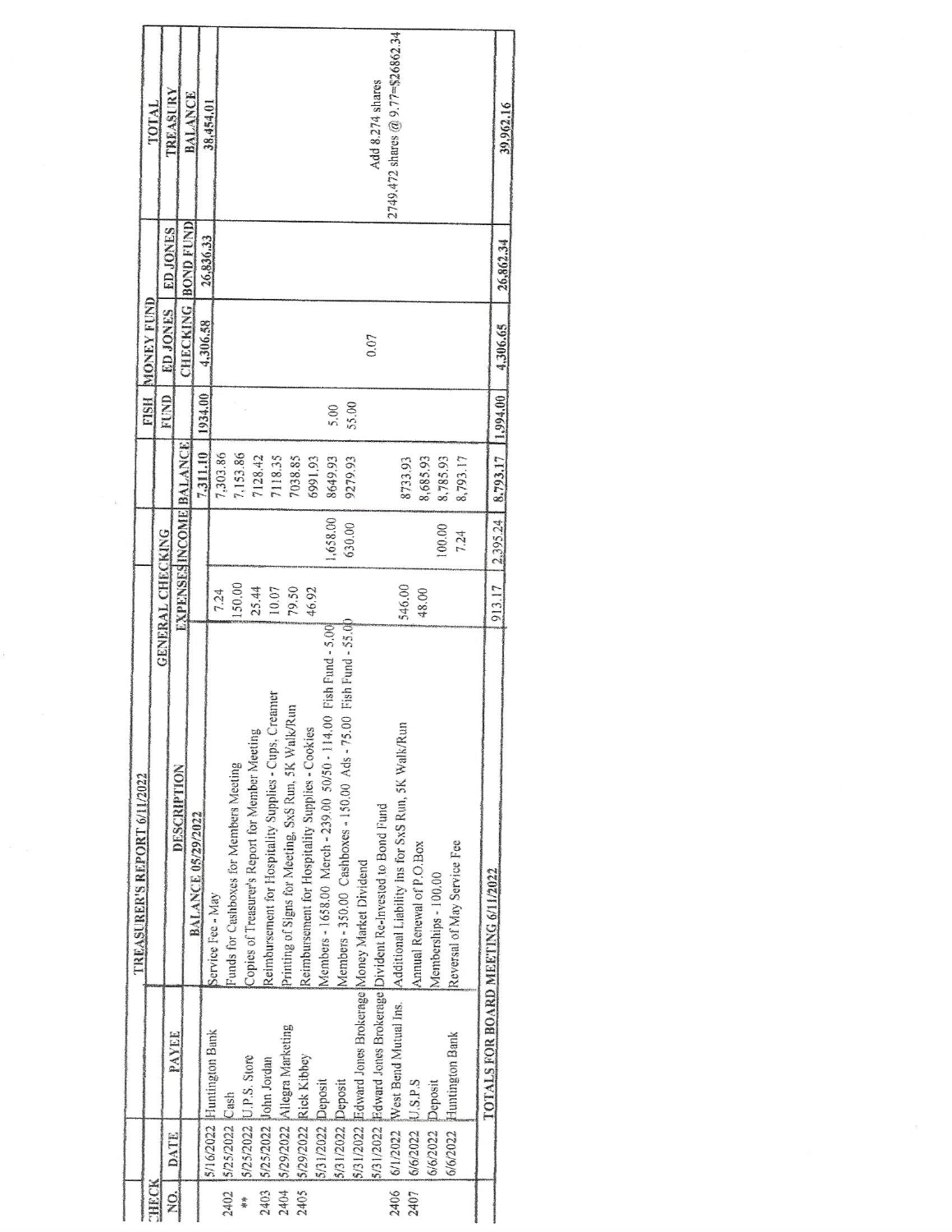## TREASURER'S REPORT 6/11/2022

| CHECK NO. | DATE | PAYEE | DESCRIPTION | GENERAL CHECKING EXPENSES | GENERAL CHECKING INCOME | GENERAL CHECKING BALANCE | FISH FUND | MONEY FUND ED JONES CHECKING | ED JONES BOND FUND | TOTAL TREASURY BALANCE |
|---|---|---|---|---|---|---|---|---|---|---|
| | | | BALANCE 05/29/2022 | | | 7,311.10 | 1934.00 | 4,306.58 | 26,836.33 | 38,454.01 |
| | 5/16/2022 | Huntington Bank | Service Fee - May | 7.24 | | 7,303.86 | | | | |
| ** | 5/25/2022 | Cash | Funds for Cashboxes for Members Meeting | 150.00 | | 7,153.86 | | | | |
| 2402 | 5/25/2022 | U.P.S. Store | Copies of Treasurer's Report for Member Meeting | 25.44 | | 7128.42 | | | | |
| 2403 | 5/25/2022 | John Jordan | Reimbursement for Hospitality Supplies - Cups, Creamer | 10.07 | | 7118.35 | | | | |
| 2404 | 5/29/2022 | Allegra Marketing | Printing of Signs for Meeting, SxS Run, 5K Walk/Run | 79.50 | | 7038.85 | | | | |
| 2405 | 5/29/2022 | Rick Kibbey | Reimbursement for Hospitality Supplies - Cookies | 46.92 | | 6991.93 | | | | |
| | 5/31/2022 | Deposit | Members - 1658.00 Merch - 239.00 50/50 - 114.00 Fish Fund - 5.00 | | 1,658.00 | 8649.93 | 5.00 | | | |
| | 5/31/2022 | Deposit | Members - 350.00 Cashboxes - 150.00 Ads - 75.00 Fish Fund - 55.00 | | 630.00 | 9279.93 | 55.00 | | | |
| | 5/31/2022 | Edward Jones Brokerage | Money Market Dividend | | | | | 0.07 | | |
| | 5/31/2022 | Edward Jones Brokerage | Divident Re-Invested to Bond Fund | | | | | | | Add 8.274 shares 2749.472 shares @ 9.77=$26862.34 |
| 2406 | 6/1/2022 | West Bend Mutual Ins. | Additional Liability Ins for SxS Run, 5K Walk/Run | 546.00 | | 8733.93 | | | | |
| 2407 | 6/6/2022 | U.S.P.S | Annual Renewal of P.O.Box | 48.00 | | 8,685.93 | | | | |
| | 6/6/2022 | Deposit | Memberships - 100.00 | | 100.00 | 8,785.93 | | | | |
| | 6/6/2022 | Huntington Bank | Reversal of May Service Fee | | 7.24 | 8,793.17 | | | | |
| | | | **TOTALS FOR BOARD MEETING 6/11/2022** | 913.17 | 2,395.24 | 8,793.17 | 1,994.00 | 4,306.65 | 26,862.34 | 39,962.16 |